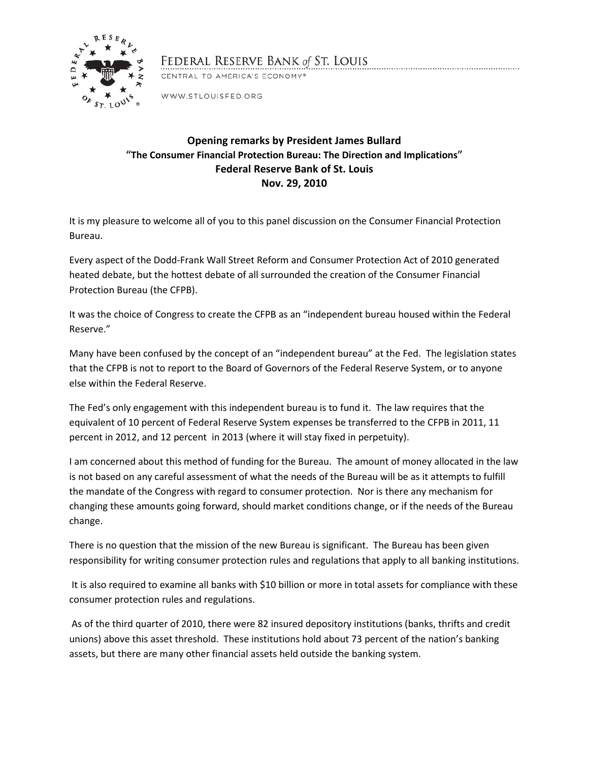FEDERAL RESERVE BANK of ST. LOUIS
CENTRAL TO AMERICA'S ECONOMY®
WWW.STLOUISFED.ORG

**Opening remarks by President James Bullard**
**"The Consumer Financial Protection Bureau: The Direction and Implications"**
**Federal Reserve Bank of St. Louis**
**Nov. 29, 2010**

It is my pleasure to welcome all of you to this panel discussion on the Consumer Financial Protection Bureau.

Every aspect of the Dodd-Frank Wall Street Reform and Consumer Protection Act of 2010 generated heated debate, but the hottest debate of all surrounded the creation of the Consumer Financial Protection Bureau (the CFPB).

It was the choice of Congress to create the CFPB as an "independent bureau housed within the Federal Reserve."

Many have been confused by the concept of an "independent bureau" at the Fed. The legislation states that the CFPB is not to report to the Board of Governors of the Federal Reserve System, or to anyone else within the Federal Reserve.

The Fed's only engagement with this independent bureau is to fund it. The law requires that the equivalent of 10 percent of Federal Reserve System expenses be transferred to the CFPB in 2011, 11 percent in 2012, and 12 percent in 2013 (where it will stay fixed in perpetuity).

I am concerned about this method of funding for the Bureau. The amount of money allocated in the law is not based on any careful assessment of what the needs of the Bureau will be as it attempts to fulfill the mandate of the Congress with regard to consumer protection. Nor is there any mechanism for changing these amounts going forward, should market conditions change, or if the needs of the Bureau change.

There is no question that the mission of the new Bureau is significant. The Bureau has been given responsibility for writing consumer protection rules and regulations that apply to all banking institutions.

It is also required to examine all banks with $10 billion or more in total assets for compliance with these consumer protection rules and regulations.

As of the third quarter of 2010, there were 82 insured depository institutions (banks, thrifts and credit unions) above this asset threshold. These institutions hold about 73 percent of the nation's banking assets, but there are many other financial assets held outside the banking system.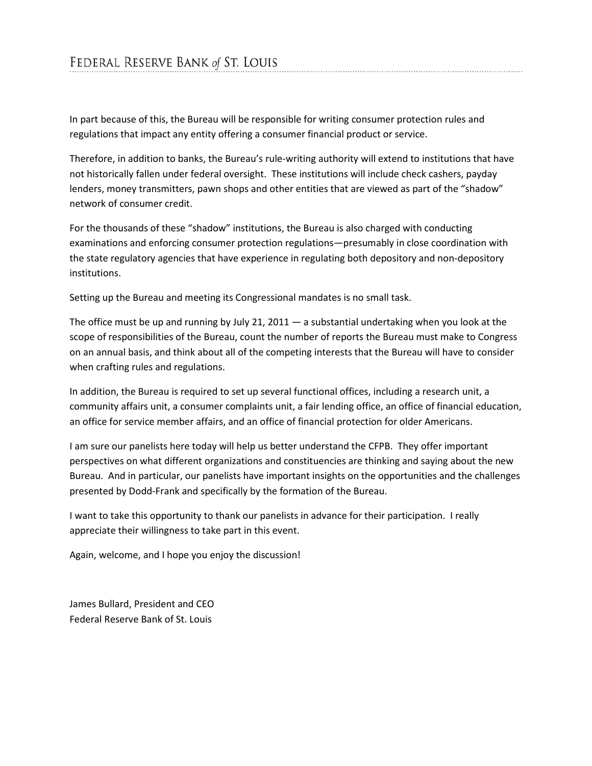In part because of this, the Bureau will be responsible for writing consumer protection rules and regulations that impact any entity offering a consumer financial product or service.

Therefore, in addition to banks, the Bureau's rule-writing authority will extend to institutions that have not historically fallen under federal oversight. These institutions will include check cashers, payday lenders, money transmitters, pawn shops and other entities that are viewed as part of the "shadow" network of consumer credit.

For the thousands of these "shadow" institutions, the Bureau is also charged with conducting examinations and enforcing consumer protection regulations—presumably in close coordination with the state regulatory agencies that have experience in regulating both depository and non-depository institutions.

Setting up the Bureau and meeting its Congressional mandates is no small task.

The office must be up and running by July 21, 2011 — a substantial undertaking when you look at the scope of responsibilities of the Bureau, count the number of reports the Bureau must make to Congress on an annual basis, and think about all of the competing interests that the Bureau will have to consider when crafting rules and regulations.

In addition, the Bureau is required to set up several functional offices, including a research unit, a community affairs unit, a consumer complaints unit, a fair lending office, an office of financial education, an office for service member affairs, and an office of financial protection for older Americans.

I am sure our panelists here today will help us better understand the CFPB. They offer important perspectives on what different organizations and constituencies are thinking and saying about the new Bureau. And in particular, our panelists have important insights on the opportunities and the challenges presented by Dodd-Frank and specifically by the formation of the Bureau.

I want to take this opportunity to thank our panelists in advance for their participation. I really appreciate their willingness to take part in this event.

Again, welcome, and I hope you enjoy the discussion!

James Bullard, President and CEO
Federal Reserve Bank of St. Louis